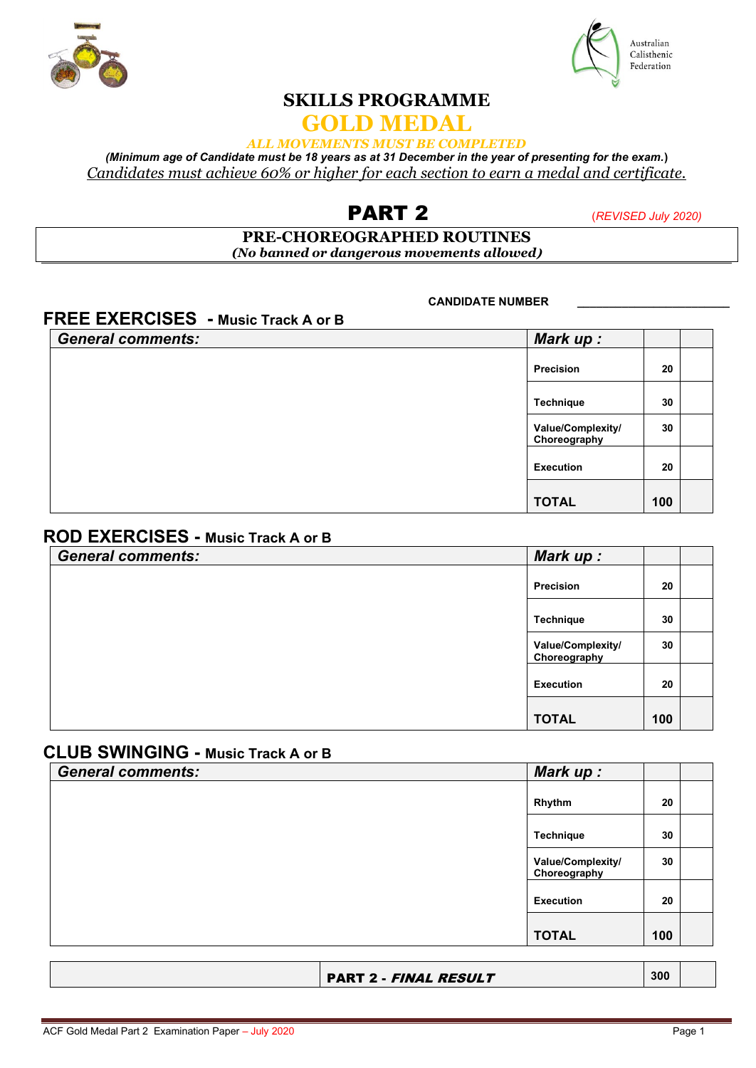Australian Calisthenic Federation

# SKILLS PROGRAMME

# GOLD MEDAL

***ALL MOVEMENTS MUST BE COMPLETED***

***(Minimum age of Candidate must be 18 years as at 31 December in the year of presenting for the exam.)***

*Candidates must achieve 60% or higher for each section to earn a medal and certificate.*

## PART 2

*(REVISED July 2020)*

**PRE-CHOREOGRAPHED ROUTINES**

***(No banned or dangerous movements allowed)***

**CANDIDATE NUMBER** ______________________

## FREE EXERCISES - Music Track A or B

| *General comments:* | *Mark up :* | | |
|---|---|---|---|
| | Precision | 20 | |
| | Technique | 30 | |
| | Value/Complexity/ Choreography | 30 | |
| | Execution | 20 | |
| | **TOTAL** | **100** | |

## ROD EXERCISES - Music Track A or B

| *General comments:* | *Mark up :* | | |
|---|---|---|---|
| | Precision | 20 | |
| | Technique | 30 | |
| | Value/Complexity/ Choreography | 30 | |
| | Execution | 20 | |
| | **TOTAL** | **100** | |

## CLUB SWINGING - Music Track A or B

| *General comments:* | *Mark up :* | | |
|---|---|---|---|
| | Rhythm | 20 | |
| | Technique | 30 | |
| | Value/Complexity/ Choreography | 30 | |
| | Execution | 20 | |
| | **TOTAL** | **100** | |

| | | | |
|---|---|---|---|
| | **PART 2 - *FINAL RESULT*** | **300** | |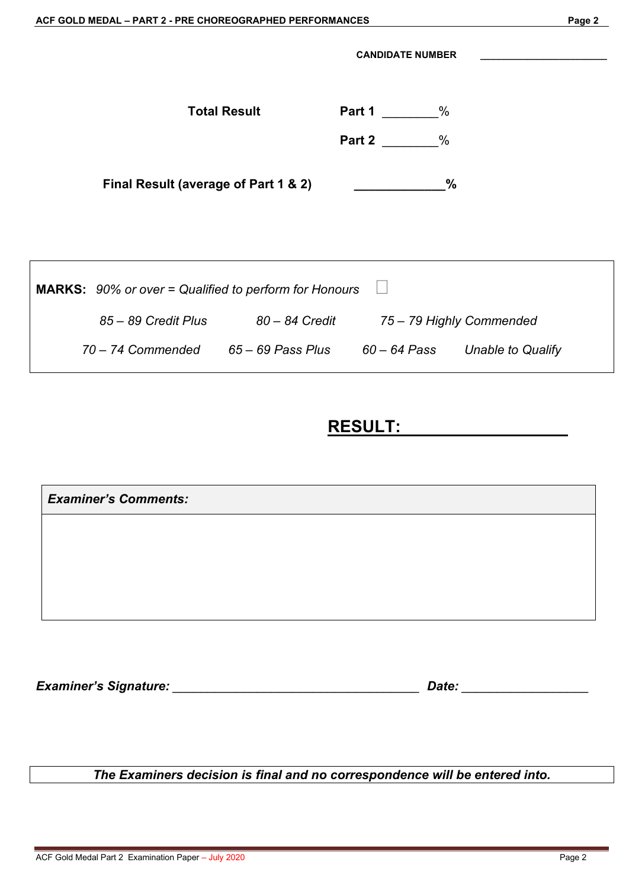**CANDIDATE NUMBER** ____________________

**Total Result** **Part 1** ________%

**Part 2** ________%

**Final Result (average of Part 1 & 2)** ____________**%**

**MARKS:** *90% or over = Qualified to perform for Honours* ☐

*85 – 89 Credit Plus* *80 – 84 Credit* *75 – 79 Highly Commended*

*70 – 74 Commended* *65 – 69 Pass Plus* *60 – 64 Pass* *Unable to Qualify*

**RESULT:** ________________

***Examiner's Comments:***

***Examiner's Signature:*** ________________________________ ***Date:*** ________________

***The Examiners decision is final and no correspondence will be entered into.***